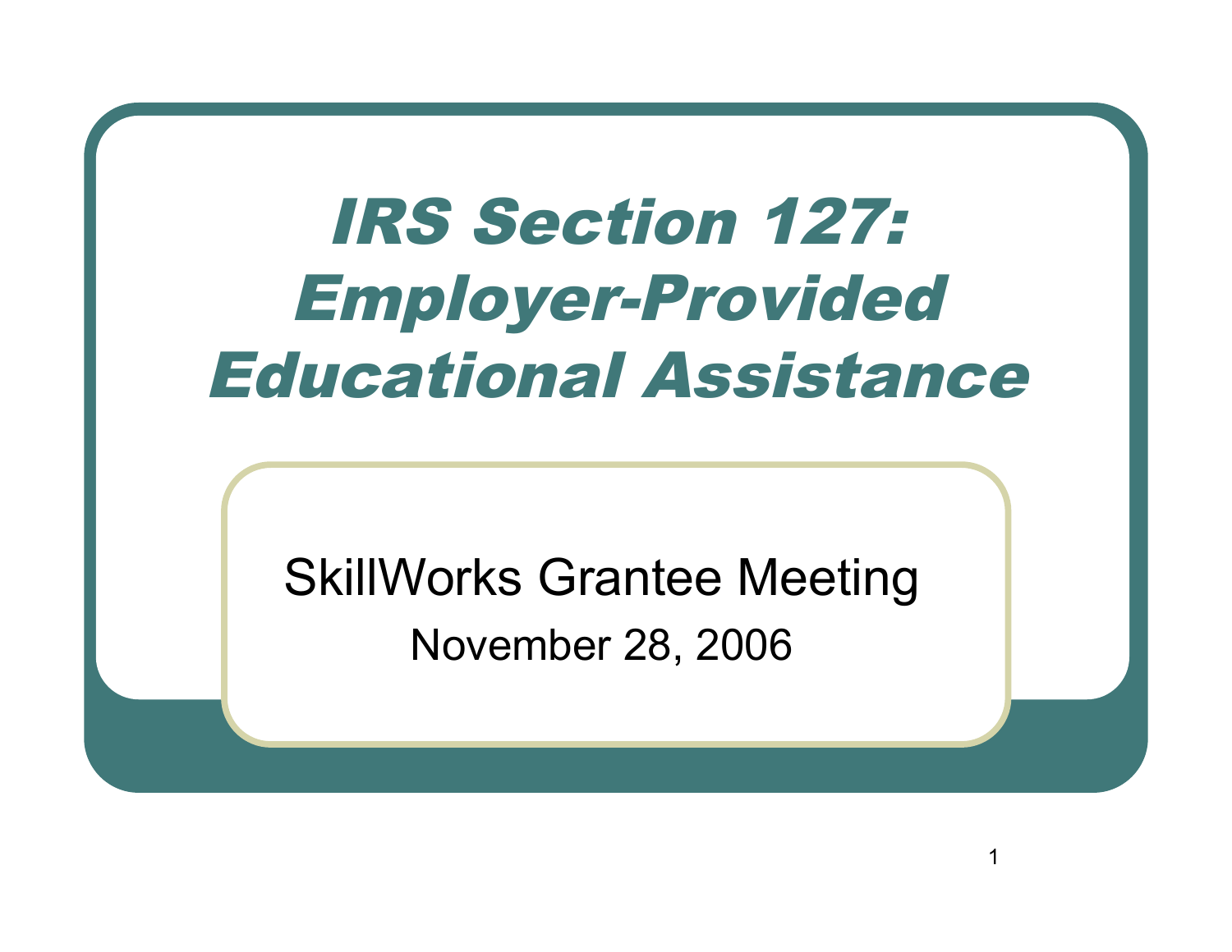# *IRS Section 127: Employer-Provided Educational Assistance*

SkillWorks Grantee Meeting

November 28, 2006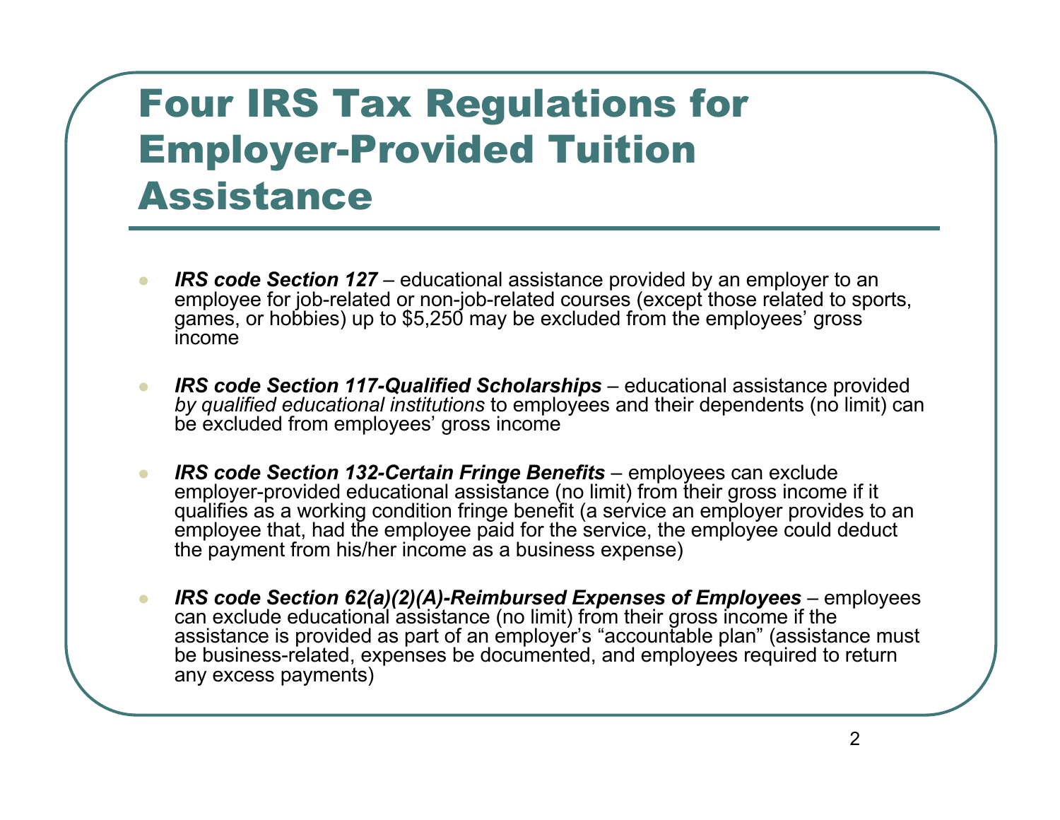# Four IRS Tax Regulations for Employer-Provided Tuition Assistance

- ***IRS code Section 127*** – educational assistance provided by an employer to an employee for job-related or non-job-related courses (except those related to sports, games, or hobbies) up to $5,250 may be excluded from the employees' gross income

- ***IRS code Section 117-Qualified Scholarships*** – educational assistance provided *by qualified educational institutions* to employees and their dependents (no limit) can be excluded from employees' gross income

- ***IRS code Section 132-Certain Fringe Benefits*** – employees can exclude employer-provided educational assistance (no limit) from their gross income if it qualifies as a working condition fringe benefit (a service an employer provides to an employee that, had the employee paid for the service, the employee could deduct the payment from his/her income as a business expense)

- ***IRS code Section 62(a)(2)(A)-Reimbursed Expenses of Employees*** – employees can exclude educational assistance (no limit) from their gross income if the assistance is provided as part of an employer's "accountable plan" (assistance must be business-related, expenses be documented, and employees required to return any excess payments)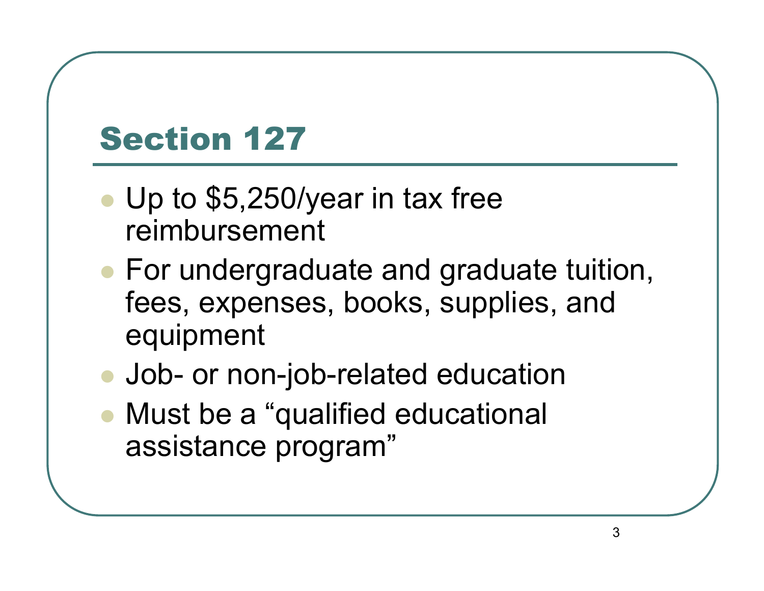# Section 127

- Up to $5,250/year in tax free reimbursement
- For undergraduate and graduate tuition, fees, expenses, books, supplies, and equipment
- Job- or non-job-related education
- Must be a "qualified educational assistance program"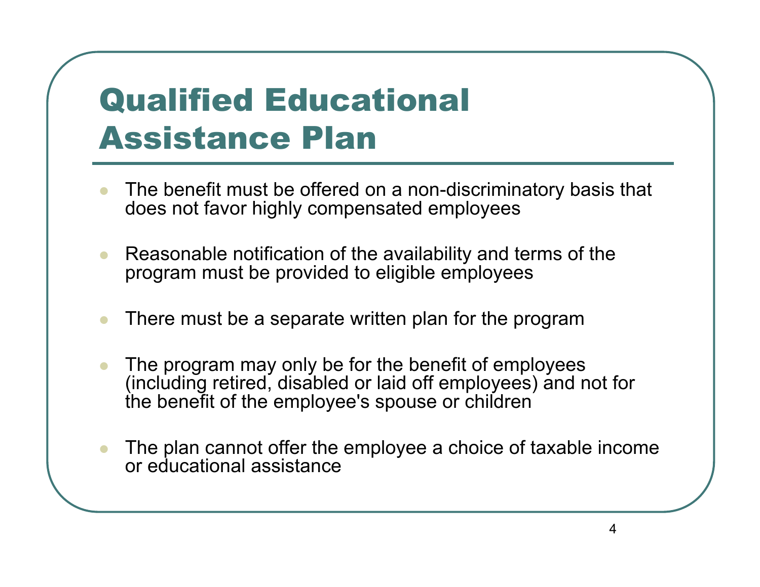# Qualified Educational Assistance Plan

- The benefit must be offered on a non-discriminatory basis that does not favor highly compensated employees
- Reasonable notification of the availability and terms of the program must be provided to eligible employees
- There must be a separate written plan for the program
- The program may only be for the benefit of employees (including retired, disabled or laid off employees) and not for the benefit of the employee's spouse or children
- The plan cannot offer the employee a choice of taxable income or educational assistance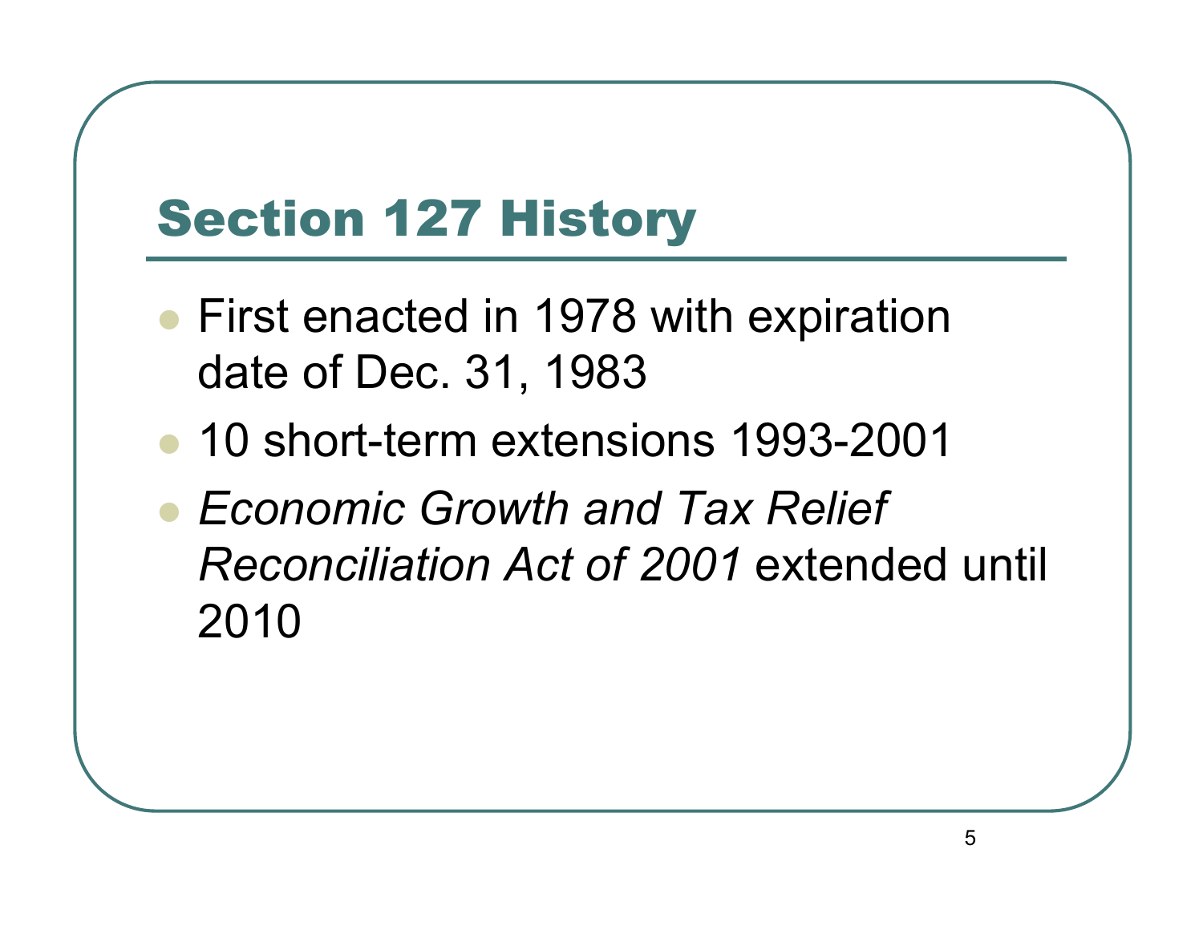# Section 127 History

- First enacted in 1978 with expiration date of Dec. 31, 1983
- 10 short-term extensions 1993-2001
- *Economic Growth and Tax Relief Reconciliation Act of 2001* extended until 2010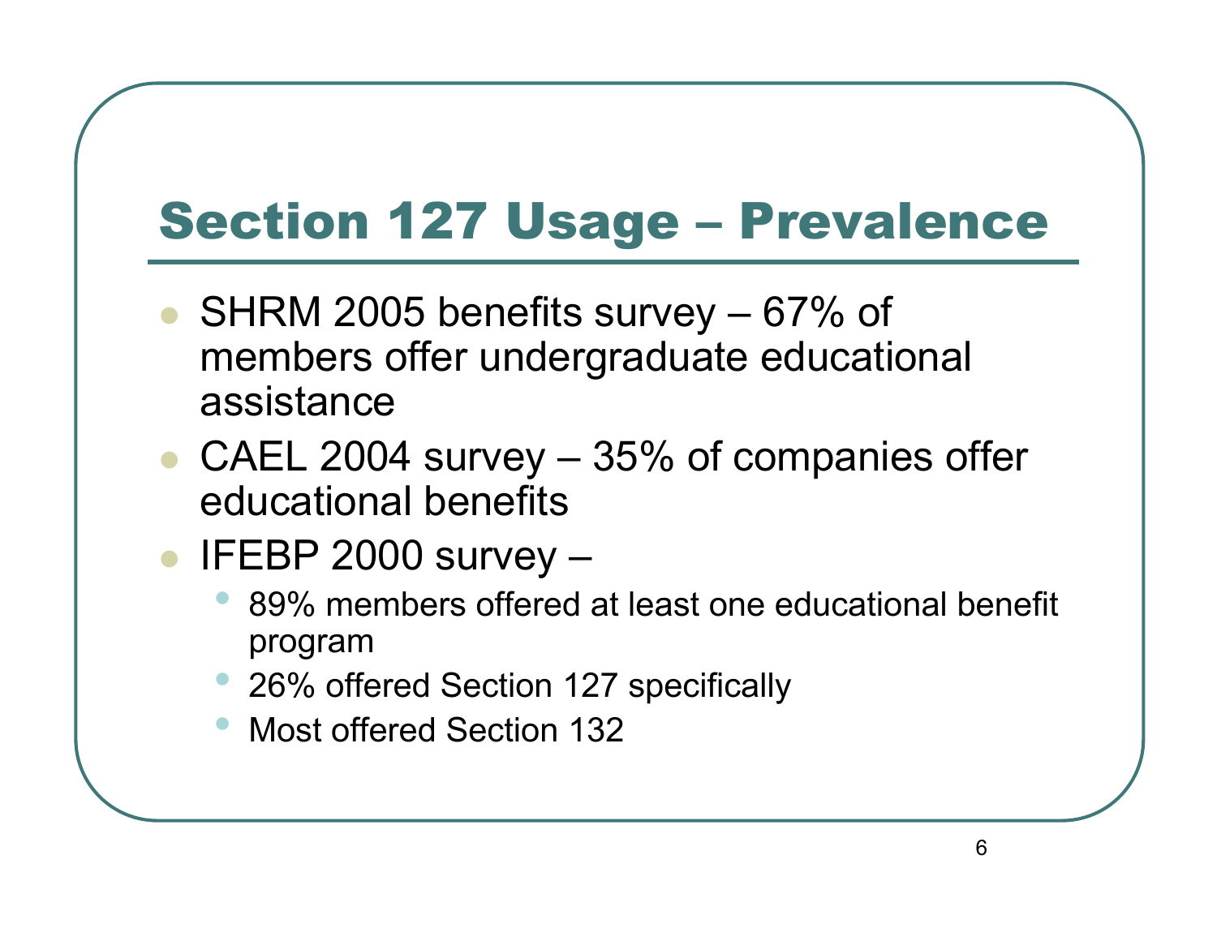# Section 127 Usage – Prevalence

- SHRM 2005 benefits survey – 67% of members offer undergraduate educational assistance
- CAEL 2004 survey – 35% of companies offer educational benefits
- IFEBP 2000 survey –
  - 89% members offered at least one educational benefit program
  - 26% offered Section 127 specifically
  - Most offered Section 132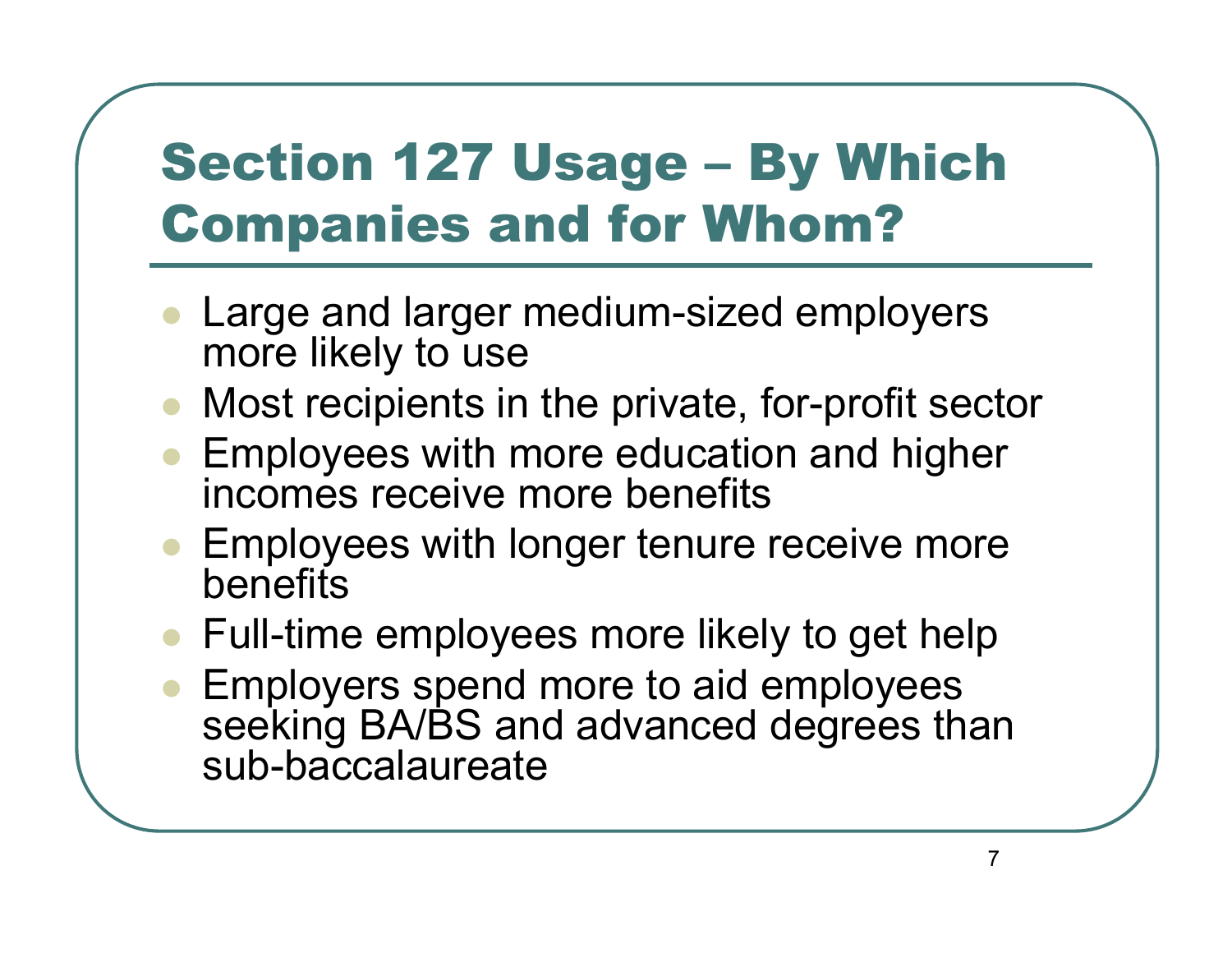# Section 127 Usage – By Which Companies and for Whom?

- Large and larger medium-sized employers more likely to use
- Most recipients in the private, for-profit sector
- Employees with more education and higher incomes receive more benefits
- Employees with longer tenure receive more benefits
- Full-time employees more likely to get help
- Employers spend more to aid employees seeking BA/BS and advanced degrees than sub-baccalaureate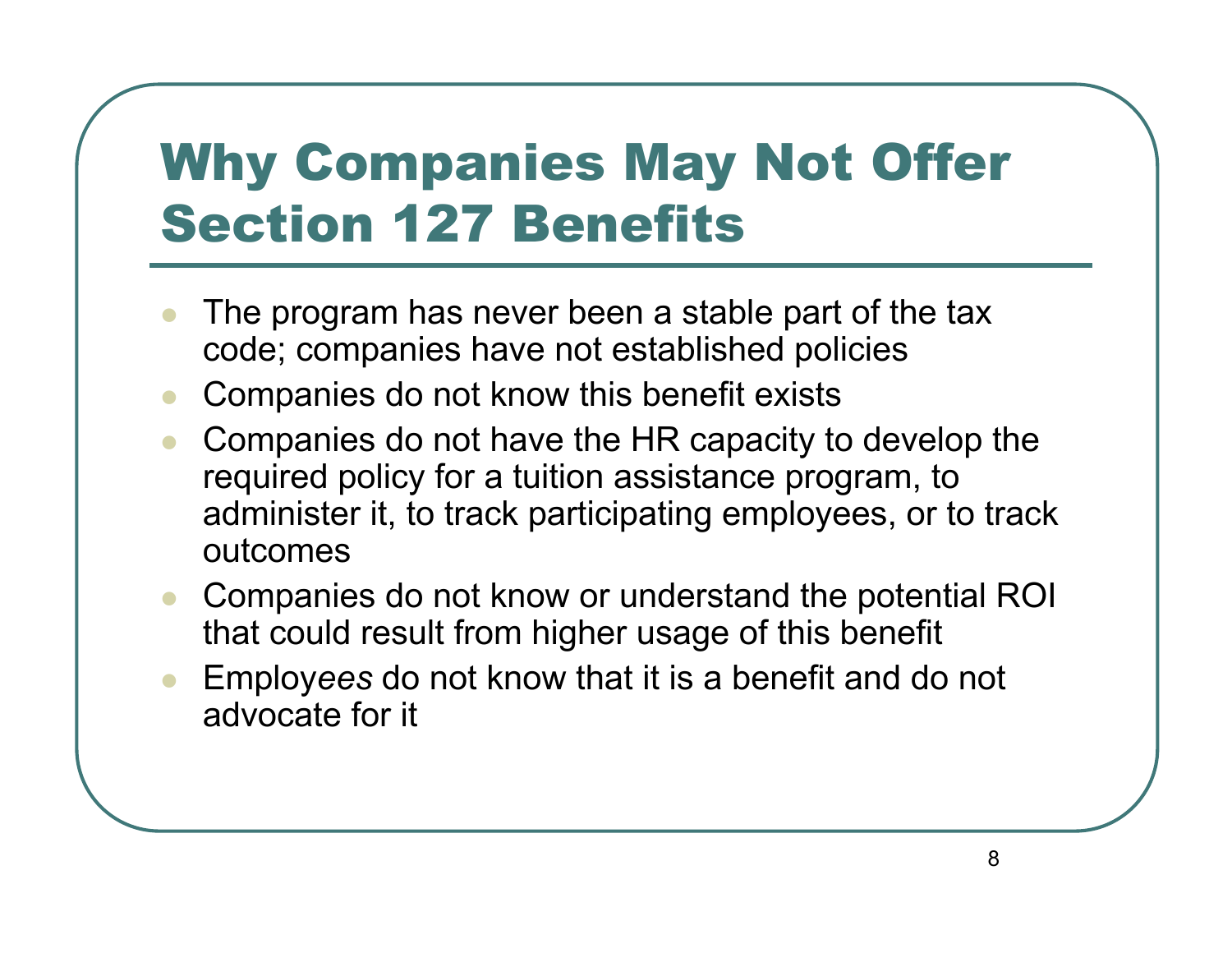# Why Companies May Not Offer Section 127 Benefits

- The program has never been a stable part of the tax code; companies have not established policies
- Companies do not know this benefit exists
- Companies do not have the HR capacity to develop the required policy for a tuition assistance program, to administer it, to track participating employees, or to track outcomes
- Companies do not know or understand the potential ROI that could result from higher usage of this benefit
- Employ*ees* do not know that it is a benefit and do not advocate for it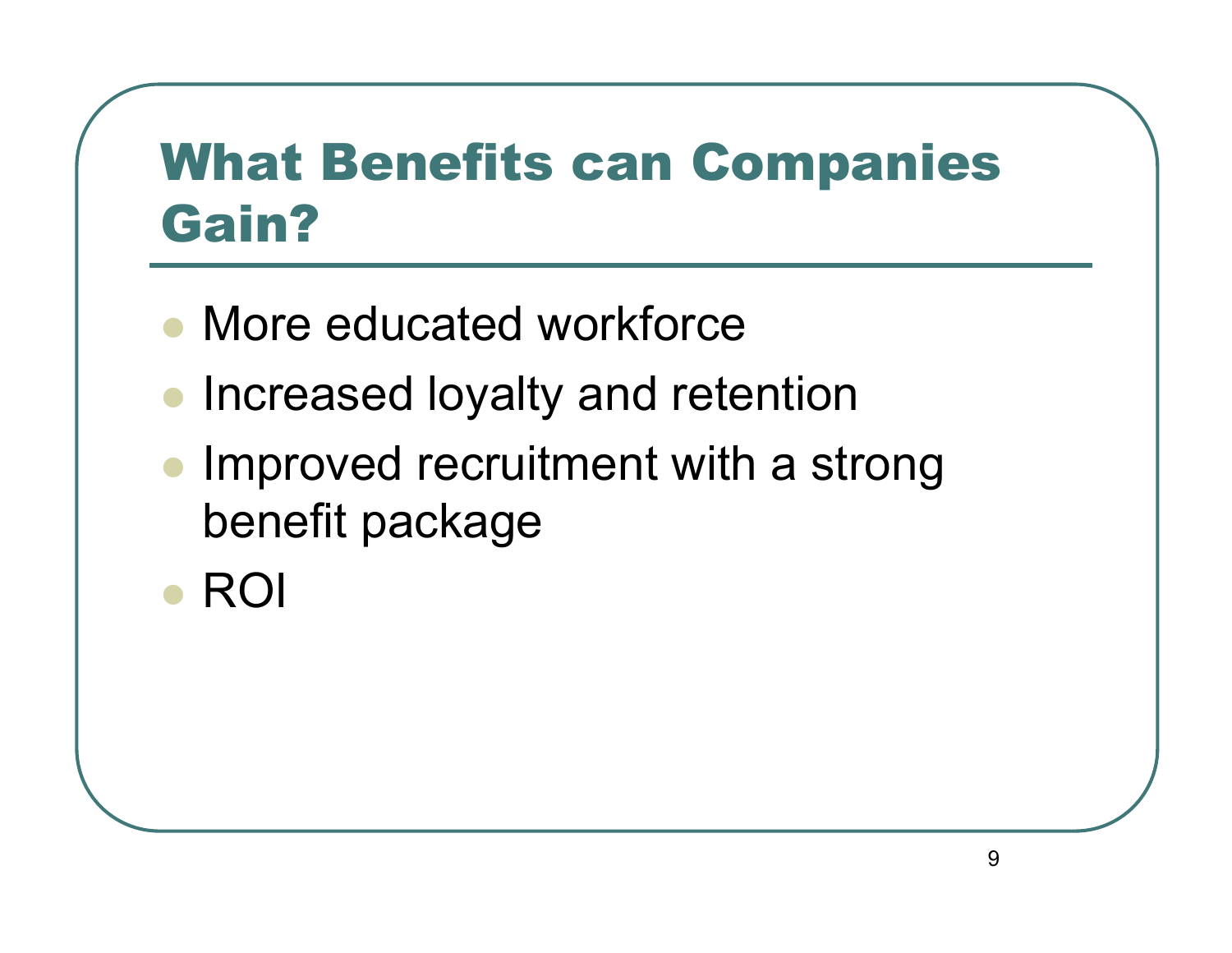# What Benefits can Companies Gain?

- More educated workforce
- Increased loyalty and retention
- Improved recruitment with a strong benefit package
- ROI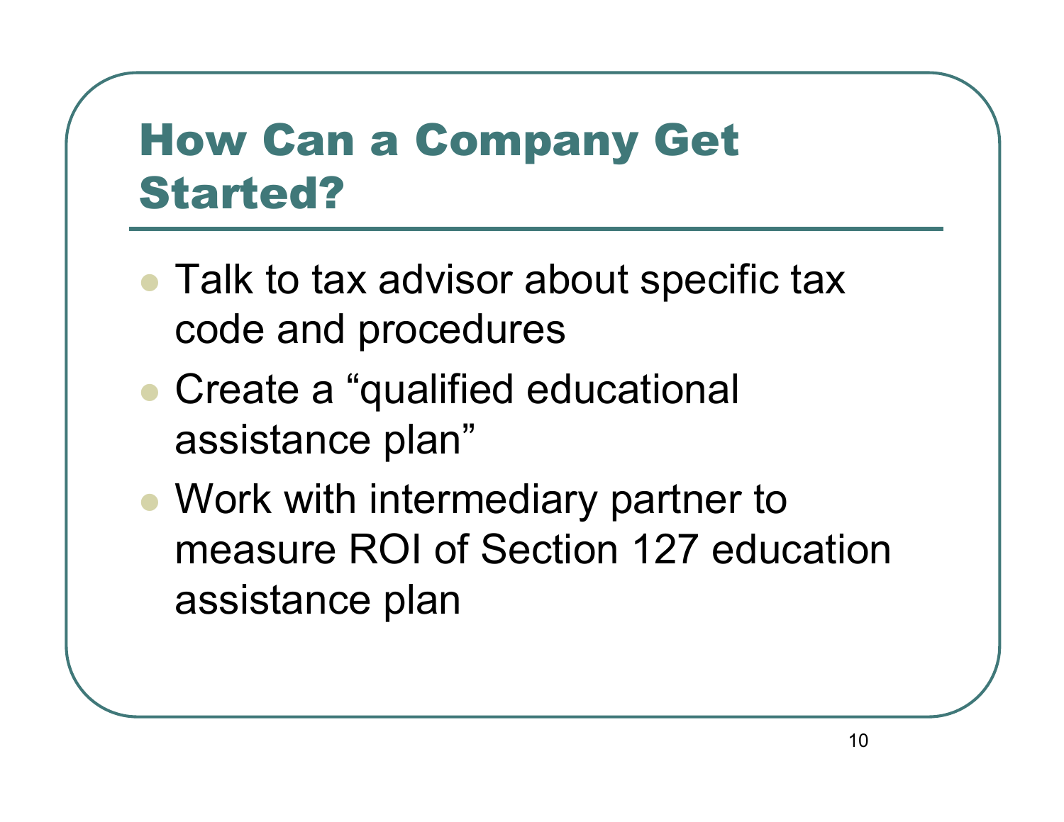# How Can a Company Get Started?

- Talk to tax advisor about specific tax code and procedures
- Create a “qualified educational assistance plan”
- Work with intermediary partner to measure ROI of Section 127 education assistance plan